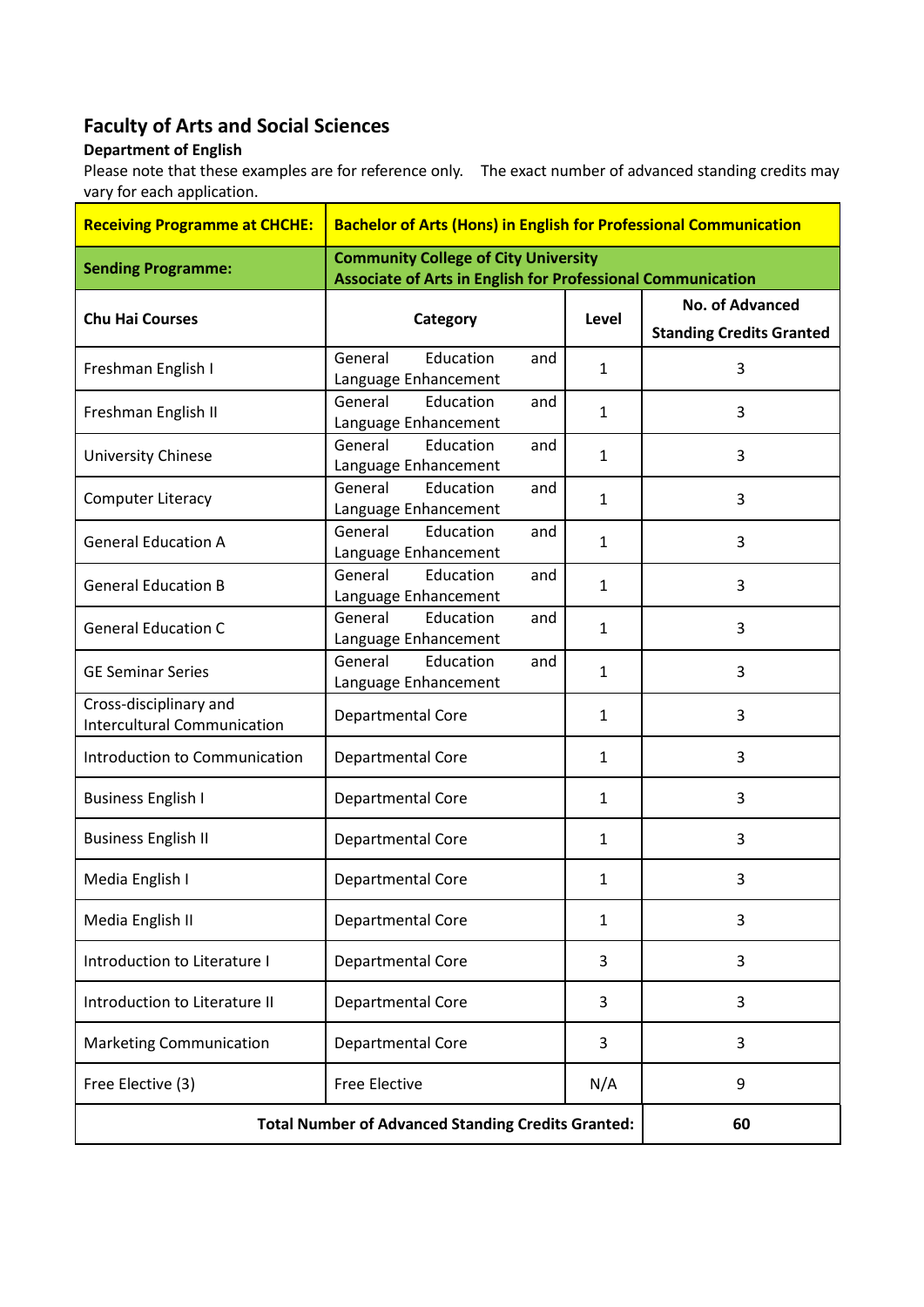## Faculty of Arts and Social Sciences

### Department of English

Please note that these examples are for reference only. The exact number of advanced standing credits may vary for each application.

| **Receiving Programme at CHCHE:** | **Bachelor of Arts (Hons) in English for Professional Communication** | | |
|---|---|---|---|
| **Sending Programme:** | **Community College of City University Associate of Arts in English for Professional Communication** | | |
| **Chu Hai Courses** | **Category** | **Level** | **No. of Advanced Standing Credits Granted** |
| Freshman English I | General Education and Language Enhancement | 1 | 3 |
| Freshman English II | General Education and Language Enhancement | 1 | 3 |
| University Chinese | General Education and Language Enhancement | 1 | 3 |
| Computer Literacy | General Education and Language Enhancement | 1 | 3 |
| General Education A | General Education and Language Enhancement | 1 | 3 |
| General Education B | General Education and Language Enhancement | 1 | 3 |
| General Education C | General Education and Language Enhancement | 1 | 3 |
| GE Seminar Series | General Education and Language Enhancement | 1 | 3 |
| Cross-disciplinary and Intercultural Communication | Departmental Core | 1 | 3 |
| Introduction to Communication | Departmental Core | 1 | 3 |
| Business English I | Departmental Core | 1 | 3 |
| Business English II | Departmental Core | 1 | 3 |
| Media English I | Departmental Core | 1 | 3 |
| Media English II | Departmental Core | 1 | 3 |
| Introduction to Literature I | Departmental Core | 3 | 3 |
| Introduction to Literature II | Departmental Core | 3 | 3 |
| Marketing Communication | Departmental Core | 3 | 3 |
| Free Elective (3) | Free Elective | N/A | 9 |
| **Total Number of Advanced Standing Credits Granted:** | | | **60** |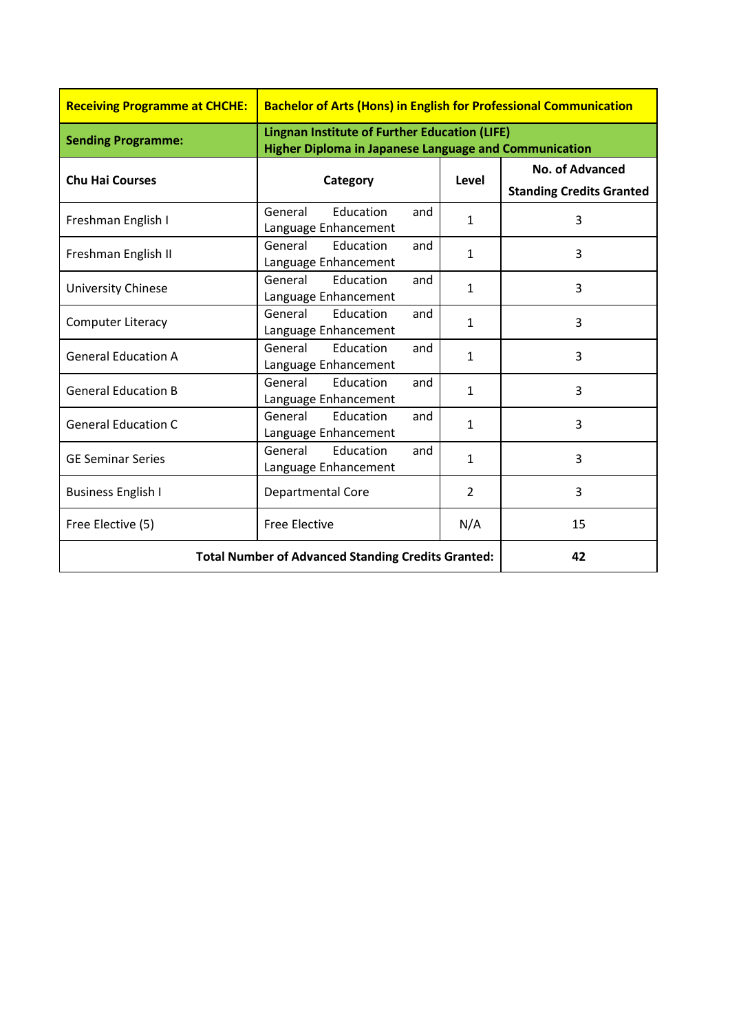| **Receiving Programme at CHCHE:** | **Bachelor of Arts (Hons) in English for Professional Communication** | | |
|---|---|---|---|
| **Sending Programme:** | **Lingnan Institute of Further Education (LIFE)<br>Higher Diploma in Japanese Language and Communication** | | |
| **Chu Hai Courses** | **Category** | **Level** | **No. of Advanced Standing Credits Granted** |
| Freshman English I | General Education and Language Enhancement | 1 | 3 |
| Freshman English II | General Education and Language Enhancement | 1 | 3 |
| University Chinese | General Education and Language Enhancement | 1 | 3 |
| Computer Literacy | General Education and Language Enhancement | 1 | 3 |
| General Education A | General Education and Language Enhancement | 1 | 3 |
| General Education B | General Education and Language Enhancement | 1 | 3 |
| General Education C | General Education and Language Enhancement | 1 | 3 |
| GE Seminar Series | General Education and Language Enhancement | 1 | 3 |
| Business English I | Departmental Core | 2 | 3 |
| Free Elective (5) | Free Elective | N/A | 15 |
| **Total Number of Advanced Standing Credits Granted:** | | | **42** |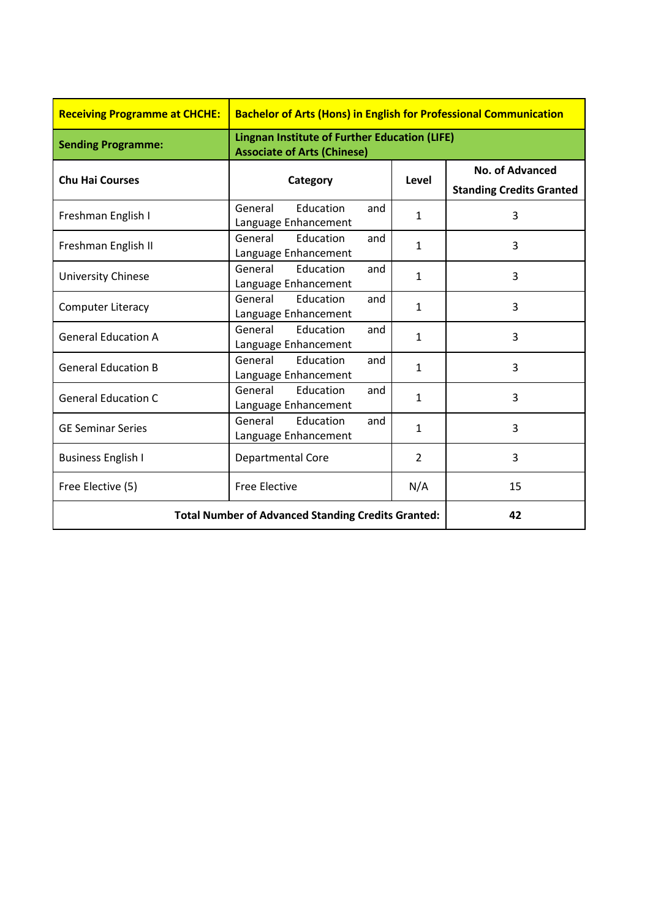| **Receiving Programme at CHCHE:** | **Bachelor of Arts (Hons) in English for Professional Communication** | | |
|---|---|---|---|
| **Sending Programme:** | **Lingnan Institute of Further Education (LIFE) Associate of Arts (Chinese)** | | |
| **Chu Hai Courses** | **Category** | **Level** | **No. of Advanced Standing Credits Granted** |
| Freshman English I | General Education and Language Enhancement | 1 | 3 |
| Freshman English II | General Education and Language Enhancement | 1 | 3 |
| University Chinese | General Education and Language Enhancement | 1 | 3 |
| Computer Literacy | General Education and Language Enhancement | 1 | 3 |
| General Education A | General Education and Language Enhancement | 1 | 3 |
| General Education B | General Education and Language Enhancement | 1 | 3 |
| General Education C | General Education and Language Enhancement | 1 | 3 |
| GE Seminar Series | General Education and Language Enhancement | 1 | 3 |
| Business English I | Departmental Core | 2 | 3 |
| Free Elective (5) | Free Elective | N/A | 15 |
| **Total Number of Advanced Standing Credits Granted:** | | | **42** |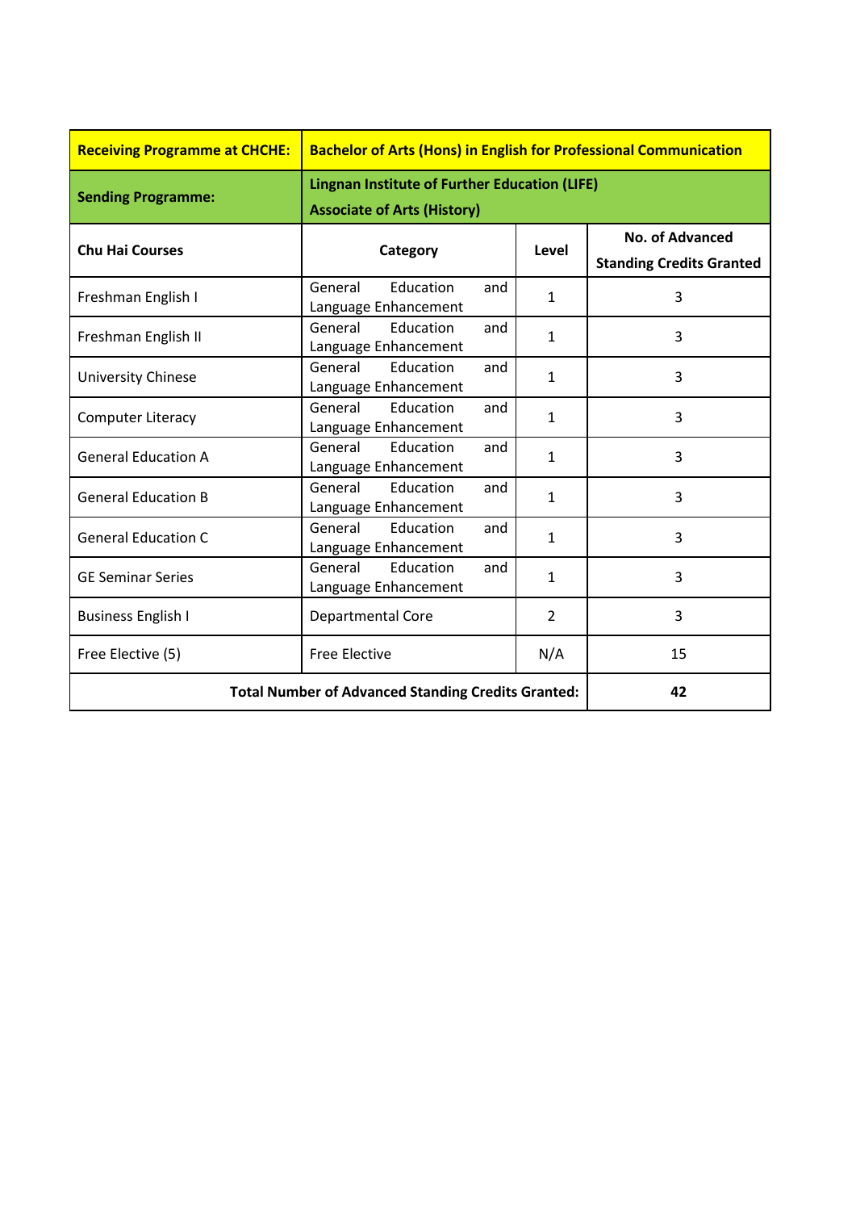| Receiving Programme at CHCHE: | Bachelor of Arts (Hons) in English for Professional Communication | | |
|---|---|---|---|
| **Sending Programme:** | **Lingnan Institute of Further Education (LIFE) Associate of Arts (History)** | | |
| **Chu Hai Courses** | **Category** | **Level** | **No. of Advanced Standing Credits Granted** |
| Freshman English I | General Education and Language Enhancement | 1 | 3 |
| Freshman English II | General Education and Language Enhancement | 1 | 3 |
| University Chinese | General Education and Language Enhancement | 1 | 3 |
| Computer Literacy | General Education and Language Enhancement | 1 | 3 |
| General Education A | General Education and Language Enhancement | 1 | 3 |
| General Education B | General Education and Language Enhancement | 1 | 3 |
| General Education C | General Education and Language Enhancement | 1 | 3 |
| GE Seminar Series | General Education and Language Enhancement | 1 | 3 |
| Business English I | Departmental Core | 2 | 3 |
| Free Elective (5) | Free Elective | N/A | 15 |
| **Total Number of Advanced Standing Credits Granted:** | | | **42** |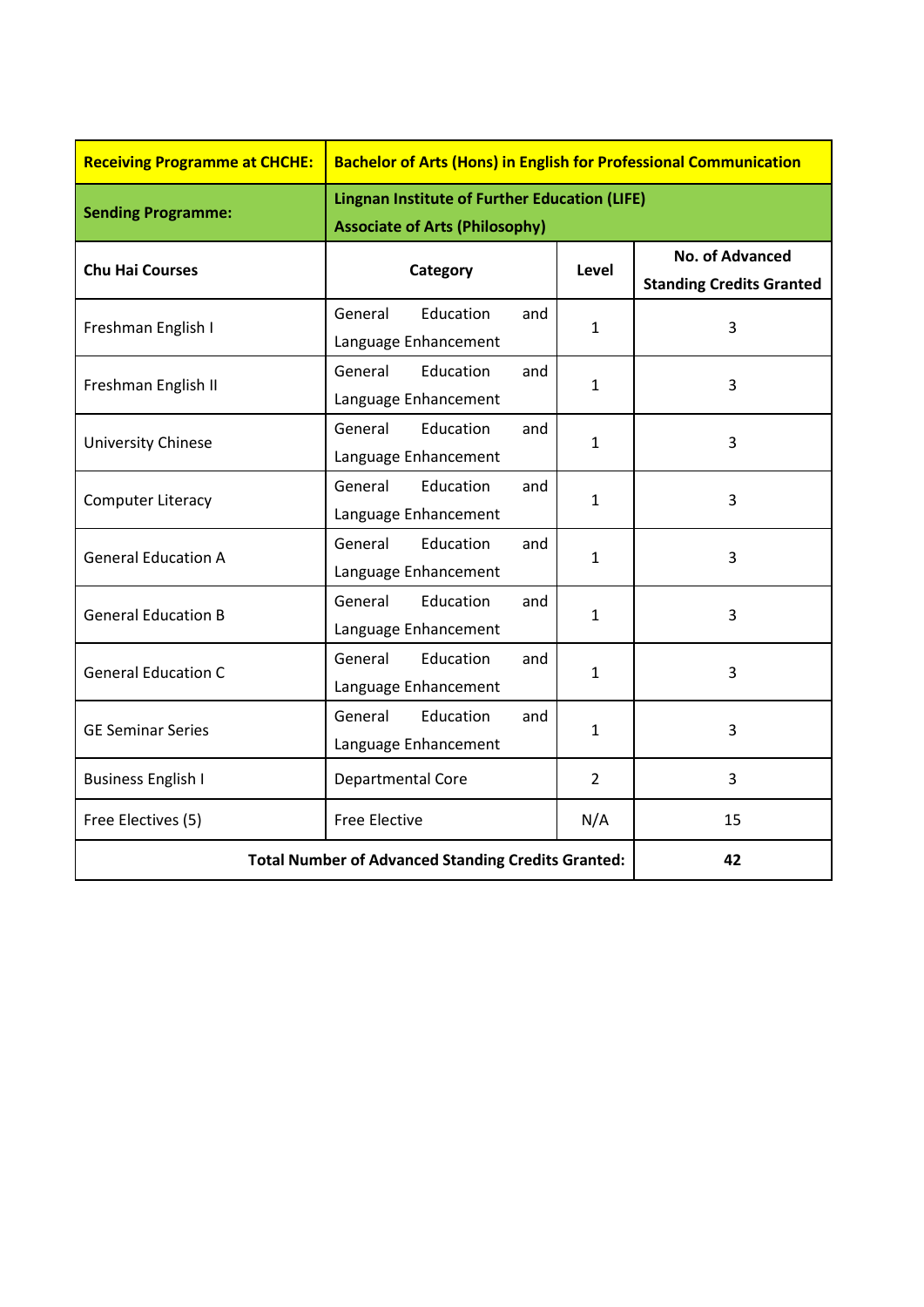| **Receiving Programme at CHCHE:** | **Bachelor of Arts (Hons) in English for Professional Communication** | | |
|---|---|---|---|
| **Sending Programme:** | **Lingnan Institute of Further Education (LIFE) Associate of Arts (Philosophy)** | | |
| **Chu Hai Courses** | **Category** | **Level** | **No. of Advanced Standing Credits Granted** |
| Freshman English I | General Education and Language Enhancement | 1 | 3 |
| Freshman English II | General Education and Language Enhancement | 1 | 3 |
| University Chinese | General Education and Language Enhancement | 1 | 3 |
| Computer Literacy | General Education and Language Enhancement | 1 | 3 |
| General Education A | General Education and Language Enhancement | 1 | 3 |
| General Education B | General Education and Language Enhancement | 1 | 3 |
| General Education C | General Education and Language Enhancement | 1 | 3 |
| GE Seminar Series | General Education and Language Enhancement | 1 | 3 |
| Business English I | Departmental Core | 2 | 3 |
| Free Electives (5) | Free Elective | N/A | 15 |
| **Total Number of Advanced Standing Credits Granted:** | | | **42** |